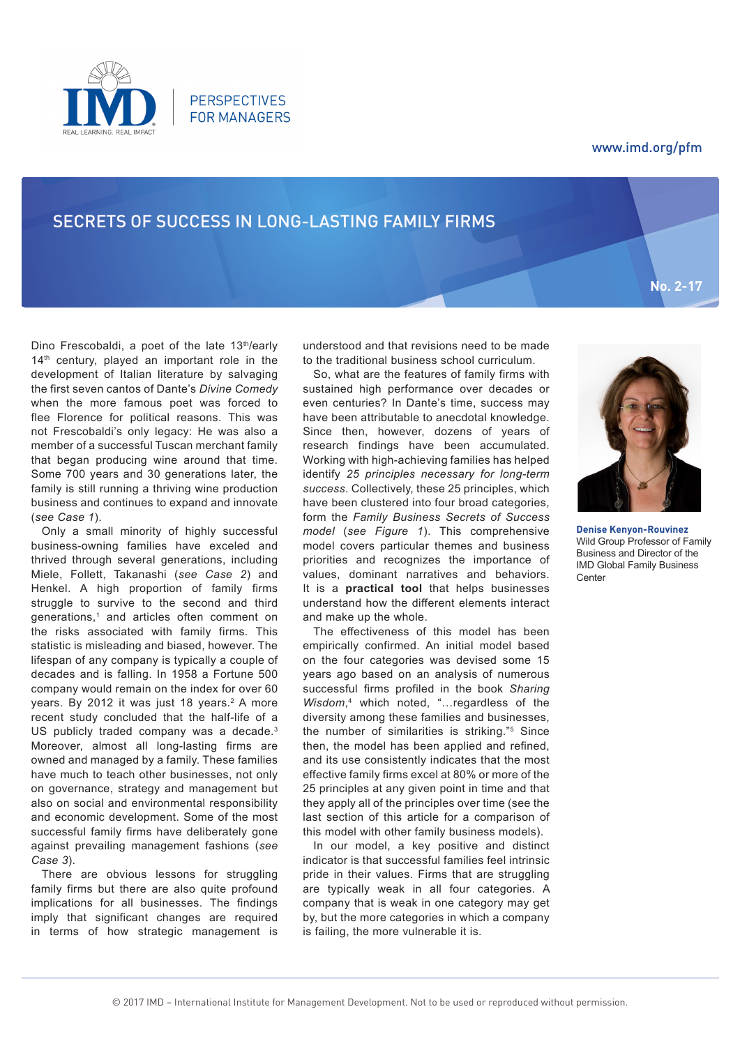PERSPECTIVES FOR MANAGERS

www.imd.org/pfm

# SECRETS OF SUCCESS IN LONG-LASTING FAMILY FIRMS

No. 2-17

**Denise Kenyon-Rouvinez**
Wild Group Professor of Family Business and Director of the IMD Global Family Business Center

Dino Frescobaldi, a poet of the late 13th/early 14th century, played an important role in the development of Italian literature by salvaging the first seven cantos of Dante's *Divine Comedy* when the more famous poet was forced to flee Florence for political reasons. This was not Frescobaldi's only legacy: He was also a member of a successful Tuscan merchant family that began producing wine around that time. Some 700 years and 30 generations later, the family is still running a thriving wine production business and continues to expand and innovate (*see Case 1*).

Only a small minority of highly successful business-owning families have exceled and thrived through several generations, including Miele, Follett, Takanashi (*see Case 2*) and Henkel. A high proportion of family firms struggle to survive to the second and third generations,[1] and articles often comment on the risks associated with family firms. This statistic is misleading and biased, however. The lifespan of any company is typically a couple of decades and is falling. In 1958 a Fortune 500 company would remain on the index for over 60 years. By 2012 it was just 18 years.[2] A more recent study concluded that the half-life of a US publicly traded company was a decade.[3] Moreover, almost all long-lasting firms are owned and managed by a family. These families have much to teach other businesses, not only on governance, strategy and management but also on social and environmental responsibility and economic development. Some of the most successful family firms have deliberately gone against prevailing management fashions (*see Case 3*).

There are obvious lessons for struggling family firms but there are also quite profound implications for all businesses. The findings imply that significant changes are required in terms of how strategic management is understood and that revisions need to be made to the traditional business school curriculum.

So, what are the features of family firms with sustained high performance over decades or even centuries? In Dante's time, success may have been attributable to anecdotal knowledge. Since then, however, dozens of years of research findings have been accumulated. Working with high-achieving families has helped identify *25 principles necessary for long-term success*. Collectively, these 25 principles, which have been clustered into four broad categories, form the *Family Business Secrets of Success model* (*see Figure 1*). This comprehensive model covers particular themes and business priorities and recognizes the importance of values, dominant narratives and behaviors. It is a **practical tool** that helps businesses understand how the different elements interact and make up the whole.

The effectiveness of this model has been empirically confirmed. An initial model based on the four categories was devised some 15 years ago based on an analysis of numerous successful firms profiled in the book *Sharing Wisdom*,[4] which noted, "…regardless of the diversity among these families and businesses, the number of similarities is striking."[5] Since then, the model has been applied and refined, and its use consistently indicates that the most effective family firms excel at 80% or more of the 25 principles at any given point in time and that they apply all of the principles over time (see the last section of this article for a comparison of this model with other family business models).

In our model, a key positive and distinct indicator is that successful families feel intrinsic pride in their values. Firms that are struggling are typically weak in all four categories. A company that is weak in one category may get by, but the more categories in which a company is failing, the more vulnerable it is.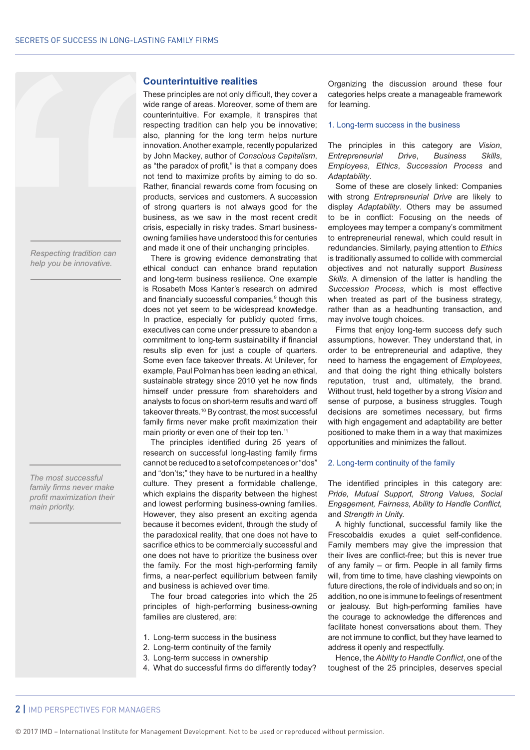## Counterintuitive realities

These principles are not only difficult, they cover a wide range of areas. Moreover, some of them are counterintuitive. For example, it transpires that respecting tradition can help you be innovative; also, planning for the long term helps nurture innovation. Another example, recently popularized by John Mackey, author of *Conscious Capitalism*, as "the paradox of profit," is that a company does not tend to maximize profits by aiming to do so. Rather, financial rewards come from focusing on products, services and customers. A succession of strong quarters is not always good for the business, as we saw in the most recent credit crisis, especially in risky trades. Smart business-owning families have understood this for centuries and made it one of their unchanging principles.

*Respecting tradition can help you be innovative.*

There is growing evidence demonstrating that ethical conduct can enhance brand reputation and long-term business resilience. One example is Rosabeth Moss Kanter's research on admired and financially successful companies,[9] though this does not yet seem to be widespread knowledge. In practice, especially for publicly quoted firms, executives can come under pressure to abandon a commitment to long-term sustainability if financial results slip even for just a couple of quarters. Some even face takeover threats. At Unilever, for example, Paul Polman has been leading an ethical, sustainable strategy since 2010 yet he now finds himself under pressure from shareholders and analysts to focus on short-term results and ward off takeover threats.[10] By contrast, the most successful family firms never make profit maximization their main priority or even one of their top ten.[11]

*The most successful family firms never make profit maximization their main priority.*

The principles identified during 25 years of research on successful long-lasting family firms cannot be reduced to a set of competences or "dos" and "don'ts;" they have to be nurtured in a healthy culture. They present a formidable challenge, which explains the disparity between the highest and lowest performing business-owning families. However, they also present an exciting agenda because it becomes evident, through the study of the paradoxical reality, that one does not have to sacrifice ethics to be commercially successful and one does not have to prioritize the business over the family. For the most high-performing family firms, a near-perfect equilibrium between family and business is achieved over time.

The four broad categories into which the 25 principles of high-performing business-owning families are clustered, are:

1. Long-term success in the business
2. Long-term continuity of the family
3. Long-term success in ownership
4. What do successful firms do differently today?

Organizing the discussion around these four categories helps create a manageable framework for learning.

### 1. Long-term success in the business

The principles in this category are *Vision*, *Entrepreneurial Drive*, *Business Skills*, *Employees*, *Ethics*, *Succession Process* and *Adaptability*.

Some of these are closely linked: Companies with strong *Entrepreneurial Drive* are likely to display *Adaptability*. Others may be assumed to be in conflict: Focusing on the needs of employees may temper a company's commitment to entrepreneurial renewal, which could result in redundancies. Similarly, paying attention to *Ethics* is traditionally assumed to collide with commercial objectives and not naturally support *Business Skills*. A dimension of the latter is handling the *Succession Process*, which is most effective when treated as part of the business strategy, rather than as a headhunting transaction, and may involve tough choices.

Firms that enjoy long-term success defy such assumptions, however. They understand that, in order to be entrepreneurial and adaptive, they need to harness the engagement of *Employees*, and that doing the right thing ethically bolsters reputation, trust and, ultimately, the brand. Without trust, held together by a strong *Vision* and sense of purpose, a business struggles. Tough decisions are sometimes necessary, but firms with high engagement and adaptability are better positioned to make them in a way that maximizes opportunities and minimizes the fallout.

### 2. Long-term continuity of the family

The identified principles in this category are: *Pride, Mutual Support, Strong Values, Social Engagement, Fairness, Ability to Handle Conflict,* and *Strength in Unity*.

A highly functional, successful family like the Frescobaldis exudes a quiet self-confidence. Family members may give the impression that their lives are conflict-free; but this is never true of any family – or firm. People in all family firms will, from time to time, have clashing viewpoints on future directions, the role of individuals and so on; in addition, no one is immune to feelings of resentment or jealousy. But high-performing families have the courage to acknowledge the differences and facilitate honest conversations about them. They are not immune to conflict, but they have learned to address it openly and respectfully.

Hence, the *Ability to Handle Conflict*, one of the toughest of the 25 principles, deserves special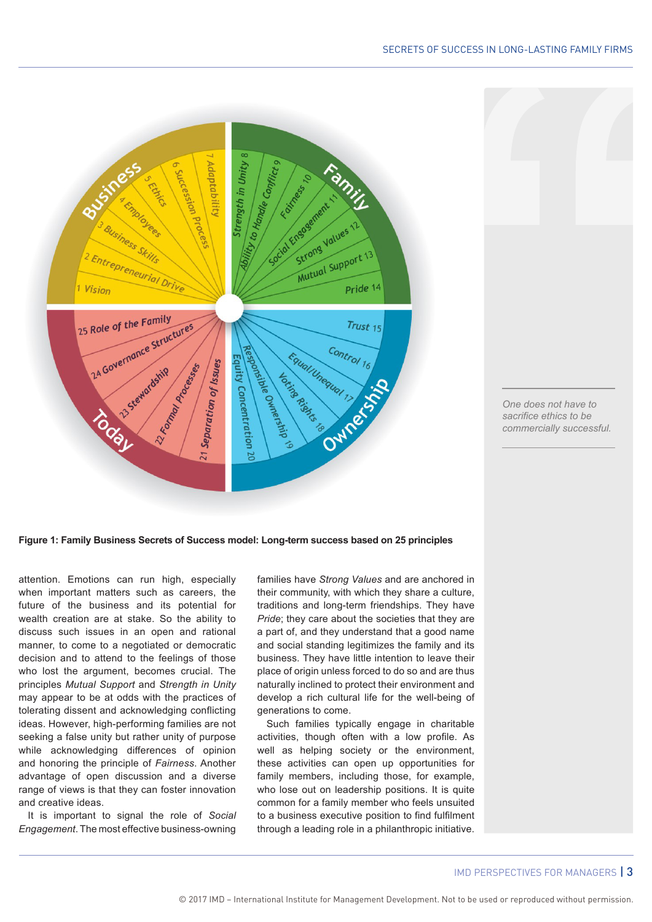**Figure 1: Family Business Secrets of Success model: Long-term success based on 25 principles**

attention. Emotions can run high, especially when important matters such as careers, the future of the business and its potential for wealth creation are at stake. So the ability to discuss such issues in an open and rational manner, to come to a negotiated or democratic decision and to attend to the feelings of those who lost the argument, becomes crucial. The principles *Mutual Support* and *Strength in Unity* may appear to be at odds with the practices of tolerating dissent and acknowledging conflicting ideas. However, high-performing families are not seeking a false unity but rather unity of purpose while acknowledging differences of opinion and honoring the principle of *Fairness*. Another advantage of open discussion and a diverse range of views is that they can foster innovation and creative ideas.

It is important to signal the role of *Social Engagement*. The most effective business-owning families have *Strong Values* and are anchored in their community, with which they share a culture, traditions and long-term friendships. They have *Pride*; they care about the societies that they are a part of, and they understand that a good name and social standing legitimizes the family and its business. They have little intention to leave their place of origin unless forced to do so and are thus naturally inclined to protect their environment and develop a rich cultural life for the well-being of generations to come.

Such families typically engage in charitable activities, though often with a low profile. As well as helping society or the environment, these activities can open up opportunities for family members, including those, for example, who lose out on leadership positions. It is quite common for a family member who feels unsuited to a business executive position to find fulfilment through a leading role in a philanthropic initiative.

*One does not have to sacrifice ethics to be commercially successful.*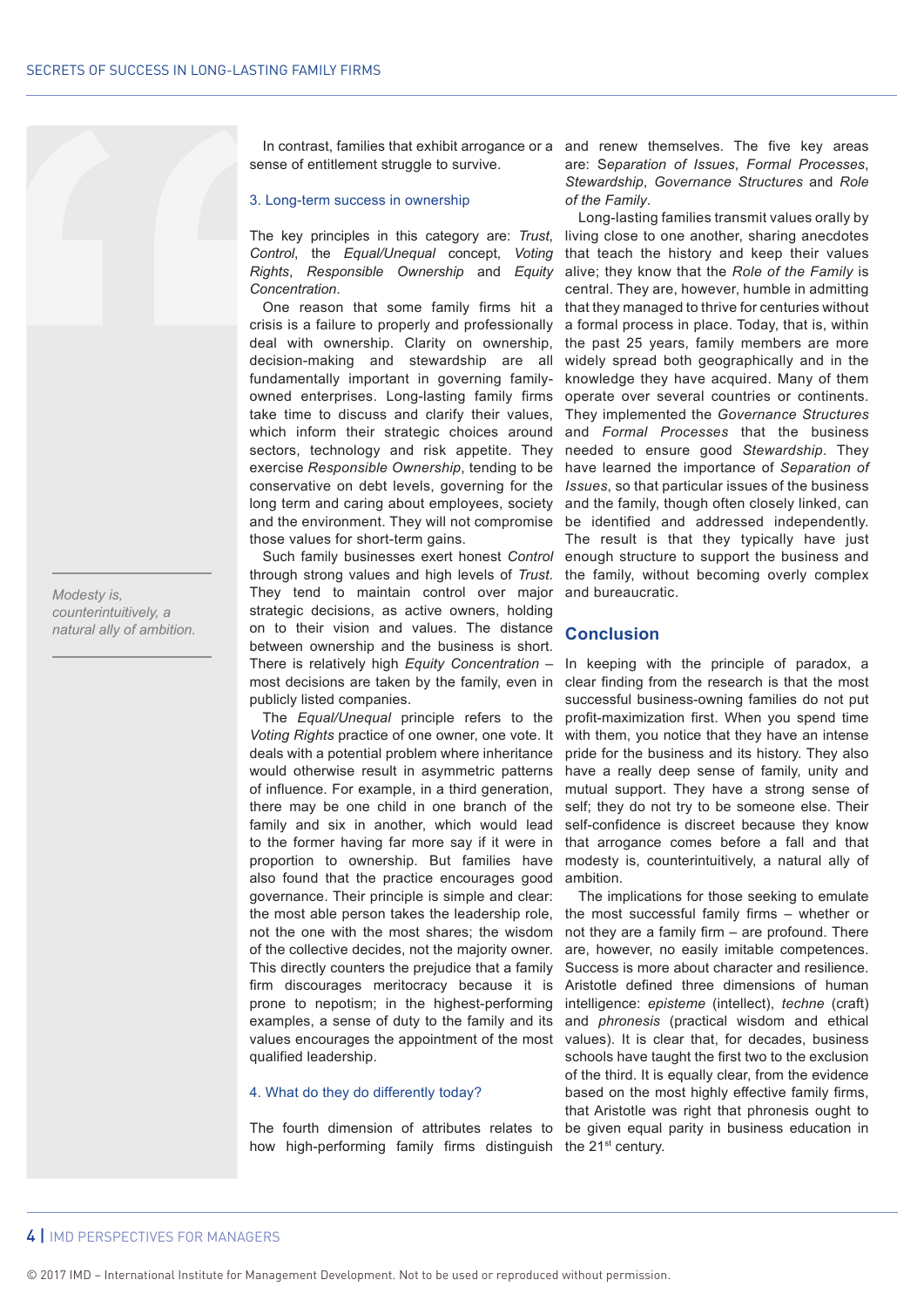In contrast, families that exhibit arrogance or a sense of entitlement struggle to survive.

### 3. Long-term success in ownership

The key principles in this category are: *Trust*, *Control*, the *Equal/Unequal* concept, *Voting Rights*, *Responsible Ownership* and *Equity Concentration*.

One reason that some family firms hit a crisis is a failure to properly and professionally deal with ownership. Clarity on ownership, decision-making and stewardship are all fundamentally important in governing family-owned enterprises. Long-lasting family firms take time to discuss and clarify their values, which inform their strategic choices around sectors, technology and risk appetite. They exercise *Responsible Ownership*, tending to be conservative on debt levels, governing for the long term and caring about employees, society and the environment. They will not compromise those values for short-term gains.

Such family businesses exert honest *Control* through strong values and high levels of *Trust*. They tend to maintain control over major strategic decisions, as active owners, holding on to their vision and values. The distance between ownership and the business is short. There is relatively high *Equity Concentration* – most decisions are taken by the family, even in publicly listed companies.

The *Equal/Unequal* principle refers to the *Voting Rights* practice of one owner, one vote. It deals with a potential problem where inheritance would otherwise result in asymmetric patterns of influence. For example, in a third generation, there may be one child in one branch of the family and six in another, which would lead to the former having far more say if it were in proportion to ownership. But families have also found that the practice encourages good governance. Their principle is simple and clear: the most able person takes the leadership role, not the one with the most shares; the wisdom of the collective decides, not the majority owner. This directly counters the prejudice that a family firm discourages meritocracy because it is prone to nepotism; in the highest-performing examples, a sense of duty to the family and its values encourages the appointment of the most qualified leadership.

### 4. What do they do differently today?

The fourth dimension of attributes relates to how high-performing family firms distinguish and renew themselves. The five key areas are: S*eparation of Issues*, *Formal Processes*, *Stewardship*, *Governance Structures* and *Role of the Family*.

Long-lasting families transmit values orally by living close to one another, sharing anecdotes that teach the history and keep their values alive; they know that the *Role of the Family* is central. They are, however, humble in admitting that they managed to thrive for centuries without a formal process in place. Today, that is, within the past 25 years, family members are more widely spread both geographically and in the knowledge they have acquired. Many of them operate over several countries or continents. They implemented the *Governance Structures* and *Formal Processes* that the business needed to ensure good *Stewardship*. They have learned the importance of *Separation of Issues*, so that particular issues of the business and the family, though often closely linked, can be identified and addressed independently. The result is that they typically have just enough structure to support the business and the family, without becoming overly complex and bureaucratic.

## Conclusion

In keeping with the principle of paradox, a clear finding from the research is that the most successful business-owning families do not put profit-maximization first. When you spend time with them, you notice that they have an intense pride for the business and its history. They also have a really deep sense of family, unity and mutual support. They have a strong sense of self; they do not try to be someone else. Their self-confidence is discreet because they know that arrogance comes before a fall and that modesty is, counterintuitively, a natural ally of ambition.

The implications for those seeking to emulate the most successful family firms – whether or not they are a family firm – are profound. There are, however, no easily imitable competences. Success is more about character and resilience. Aristotle defined three dimensions of human intelligence: *episteme* (intellect), *techne* (craft) and *phronesis* (practical wisdom and ethical values). It is clear that, for decades, business schools have taught the first two to the exclusion of the third. It is equally clear, from the evidence based on the most highly effective family firms, that Aristotle was right that phronesis ought to be given equal parity in business education in the 21st century.

*Modesty is, counterintuitively, a natural ally of ambition.*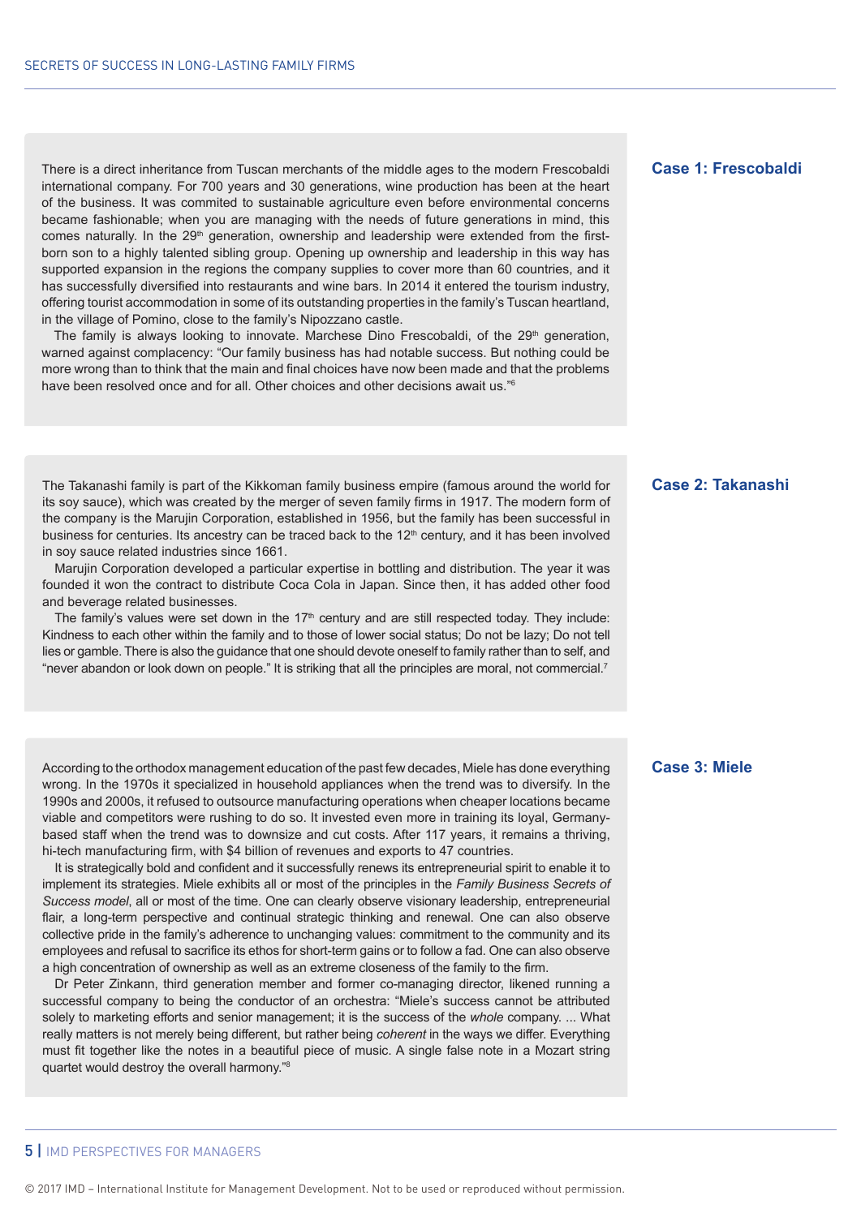## Case 1: Frescobaldi

There is a direct inheritance from Tuscan merchants of the middle ages to the modern Frescobaldi international company. For 700 years and 30 generations, wine production has been at the heart of the business. It was commited to sustainable agriculture even before environmental concerns became fashionable; when you are managing with the needs of future generations in mind, this comes naturally. In the 29th generation, ownership and leadership were extended from the first-born son to a highly talented sibling group. Opening up ownership and leadership in this way has supported expansion in the regions the company supplies to cover more than 60 countries, and it has successfully diversified into restaurants and wine bars. In 2014 it entered the tourism industry, offering tourist accommodation in some of its outstanding properties in the family's Tuscan heartland, in the village of Pomino, close to the family's Nipozzano castle.

The family is always looking to innovate. Marchese Dino Frescobaldi, of the 29th generation, warned against complacency: "Our family business has had notable success. But nothing could be more wrong than to think that the main and final choices have now been made and that the problems have been resolved once and for all. Other choices and other decisions await us."[6]

## Case 2: Takanashi

The Takanashi family is part of the Kikkoman family business empire (famous around the world for its soy sauce), which was created by the merger of seven family firms in 1917. The modern form of the company is the Marujin Corporation, established in 1956, but the family has been successful in business for centuries. Its ancestry can be traced back to the 12th century, and it has been involved in soy sauce related industries since 1661.

Marujin Corporation developed a particular expertise in bottling and distribution. The year it was founded it won the contract to distribute Coca Cola in Japan. Since then, it has added other food and beverage related businesses.

The family's values were set down in the 17th century and are still respected today. They include: Kindness to each other within the family and to those of lower social status; Do not be lazy; Do not tell lies or gamble. There is also the guidance that one should devote oneself to family rather than to self, and "never abandon or look down on people." It is striking that all the principles are moral, not commercial.[7]

## Case 3: Miele

According to the orthodox management education of the past few decades, Miele has done everything wrong. In the 1970s it specialized in household appliances when the trend was to diversify. In the 1990s and 2000s, it refused to outsource manufacturing operations when cheaper locations became viable and competitors were rushing to do so. It invested even more in training its loyal, Germany-based staff when the trend was to downsize and cut costs. After 117 years, it remains a thriving, hi-tech manufacturing firm, with $4 billion of revenues and exports to 47 countries.

It is strategically bold and confident and it successfully renews its entrepreneurial spirit to enable it to implement its strategies. Miele exhibits all or most of the principles in the *Family Business Secrets of Success model*, all or most of the time. One can clearly observe visionary leadership, entrepreneurial flair, a long-term perspective and continual strategic thinking and renewal. One can also observe collective pride in the family's adherence to unchanging values: commitment to the community and its employees and refusal to sacrifice its ethos for short-term gains or to follow a fad. One can also observe a high concentration of ownership as well as an extreme closeness of the family to the firm.

Dr Peter Zinkann, third generation member and former co-managing director, likened running a successful company to being the conductor of an orchestra: "Miele's success cannot be attributed solely to marketing efforts and senior management; it is the success of the *whole* company. ... What really matters is not merely being different, but rather being *coherent* in the ways we differ. Everything must fit together like the notes in a beautiful piece of music. A single false note in a Mozart string quartet would destroy the overall harmony."[8]

© 2017 IMD – International Institute for Management Development. Not to be used or reproduced without permission.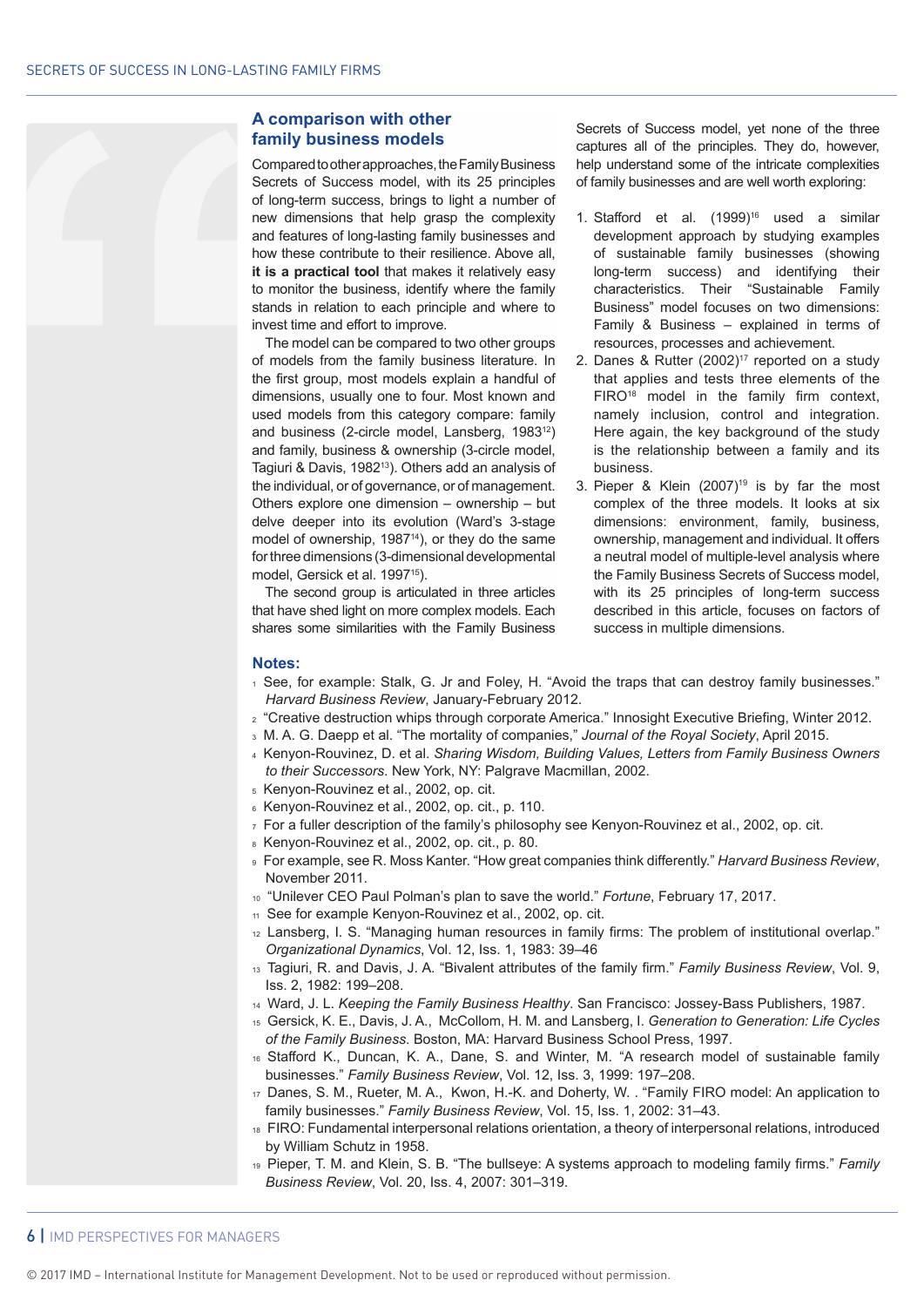## A comparison with other family business models

Compared to other approaches, the Family Business Secrets of Success model, with its 25 principles of long-term success, brings to light a number of new dimensions that help grasp the complexity and features of long-lasting family businesses and how these contribute to their resilience. Above all, **it is a practical tool** that makes it relatively easy to monitor the business, identify where the family stands in relation to each principle and where to invest time and effort to improve.

The model can be compared to two other groups of models from the family business literature. In the first group, most models explain a handful of dimensions, usually one to four. Most known and used models from this category compare: family and business (2-circle model, Lansberg, 1983[12]) and family, business & ownership (3-circle model, Tagiuri & Davis, 1982[13]). Others add an analysis of the individual, or of governance, or of management. Others explore one dimension – ownership – but delve deeper into its evolution (Ward's 3-stage model of ownership, 1987[14]), or they do the same for three dimensions (3-dimensional developmental model, Gersick et al. 1997[15]).

The second group is articulated in three articles that have shed light on more complex models. Each shares some similarities with the Family Business Secrets of Success model, yet none of the three captures all of the principles. They do, however, help understand some of the intricate complexities of family businesses and are well worth exploring:

1. Stafford et al. (1999)[16] used a similar development approach by studying examples of sustainable family businesses (showing long-term success) and identifying their characteristics. Their "Sustainable Family Business" model focuses on two dimensions: Family & Business – explained in terms of resources, processes and achievement.
2. Danes & Rutter (2002)[17] reported on a study that applies and tests three elements of the FIRO[18] model in the family firm context, namely inclusion, control and integration. Here again, the key background of the study is the relationship between a family and its business.
3. Pieper & Klein (2007)[19] is by far the most complex of the three models. It looks at six dimensions: environment, family, business, ownership, management and individual. It offers a neutral model of multiple-level analysis where the Family Business Secrets of Success model, with its 25 principles of long-term success described in this article, focuses on factors of success in multiple dimensions.

### Notes:

1. See, for example: Stalk, G. Jr and Foley, H. "Avoid the traps that can destroy family businesses." *Harvard Business Review*, January-February 2012.
2. "Creative destruction whips through corporate America." Innosight Executive Briefing, Winter 2012.
3. M. A. G. Daepp et al. "The mortality of companies," *Journal of the Royal Society*, April 2015.
4. Kenyon-Rouvinez, D. et al. *Sharing Wisdom, Building Values, Letters from Family Business Owners to their Successors.* New York, NY: Palgrave Macmillan, 2002.
5. Kenyon-Rouvinez et al., 2002, op. cit.
6. Kenyon-Rouvinez et al., 2002, op. cit., p. 110.
7. For a fuller description of the family's philosophy see Kenyon-Rouvinez et al., 2002, op. cit.
8. Kenyon-Rouvinez et al., 2002, op. cit., p. 80.
9. For example, see R. Moss Kanter. "How great companies think differently." *Harvard Business Review*, November 2011.
10. "Unilever CEO Paul Polman's plan to save the world." *Fortune*, February 17, 2017.
11. See for example Kenyon-Rouvinez et al., 2002, op. cit.
12. Lansberg, I. S. "Managing human resources in family firms: The problem of institutional overlap." *Organizational Dynamics*, Vol. 12, Iss. 1, 1983: 39–46
13. Tagiuri, R. and Davis, J. A. "Bivalent attributes of the family firm." *Family Business Review*, Vol. 9, Iss. 2, 1982: 199–208.
14. Ward, J. L. *Keeping the Family Business Healthy*. San Francisco: Jossey-Bass Publishers, 1987.
15. Gersick, K. E., Davis, J. A., McCollom, H. M. and Lansberg, I. *Generation to Generation: Life Cycles of the Family Business.* Boston, MA: Harvard Business School Press, 1997.
16. Stafford K., Duncan, K. A., Dane, S. and Winter, M. "A research model of sustainable family businesses." *Family Business Review*, Vol. 12, Iss. 3, 1999: 197–208.
17. Danes, S. M., Rueter, M. A., Kwon, H.-K. and Doherty, W. . "Family FIRO model: An application to family businesses." *Family Business Review*, Vol. 15, Iss. 1, 2002: 31–43.
18. FIRO: Fundamental interpersonal relations orientation, a theory of interpersonal relations, introduced by William Schutz in 1958.
19. Pieper, T. M. and Klein, S. B. "The bullseye: A systems approach to modeling family firms." *Family Business Review*, Vol. 20, Iss. 4, 2007: 301–319.

© 2017 IMD – International Institute for Management Development. Not to be used or reproduced without permission.